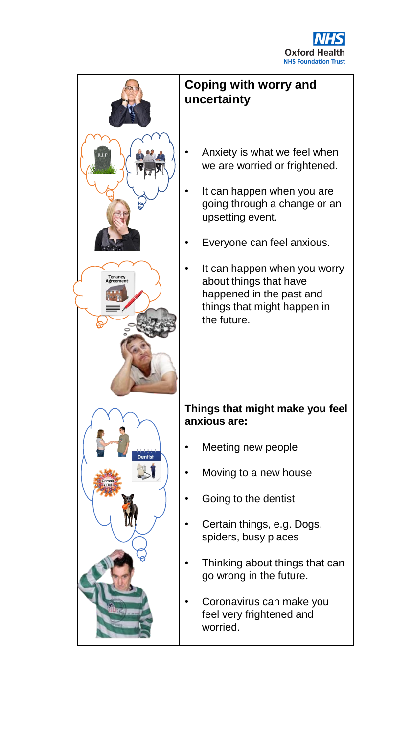# Coping with worry and uncertainty

- Anxiety is what we feel when we are worried or frightened.
- It can happen when you are going through a change or an upsetting event.
- Everyone can feel anxious.
- It can happen when you worry about things that have happened in the past and things that might happen in the future.

## Things that might make you feel anxious are:

- Meeting new people
- Moving to a new house
- Going to the dentist
- Certain things, e.g. Dogs, spiders, busy places
- Thinking about things that can go wrong in the future.
- Coronavirus can make you feel very frightened and worried.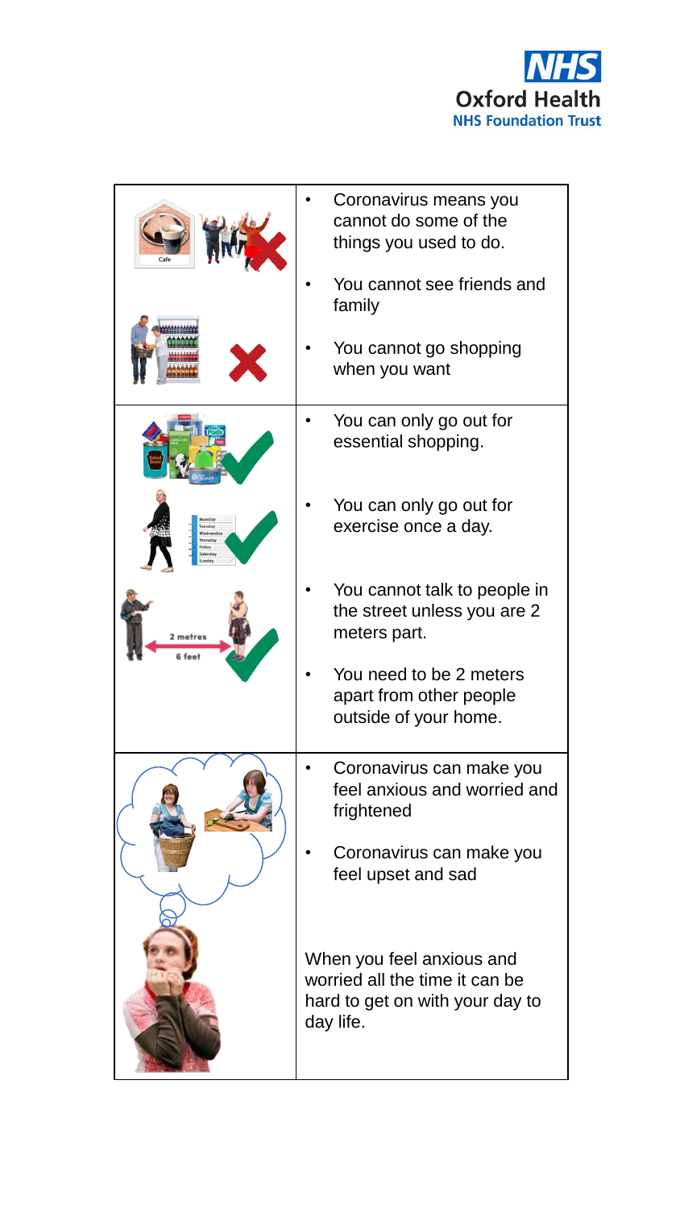- Coronavirus means you cannot do some of the things you used to do.
- You cannot see friends and family
- You cannot go shopping when you want

- You can only go out for essential shopping.
- You can only go out for exercise once a day.
- You cannot talk to people in the street unless you are 2 meters part.
- You need to be 2 meters apart from other people outside of your home.

- Coronavirus can make you feel anxious and worried and frightened
- Coronavirus can make you feel upset and sad

When you feel anxious and worried all the time it can be hard to get on with your day to day life.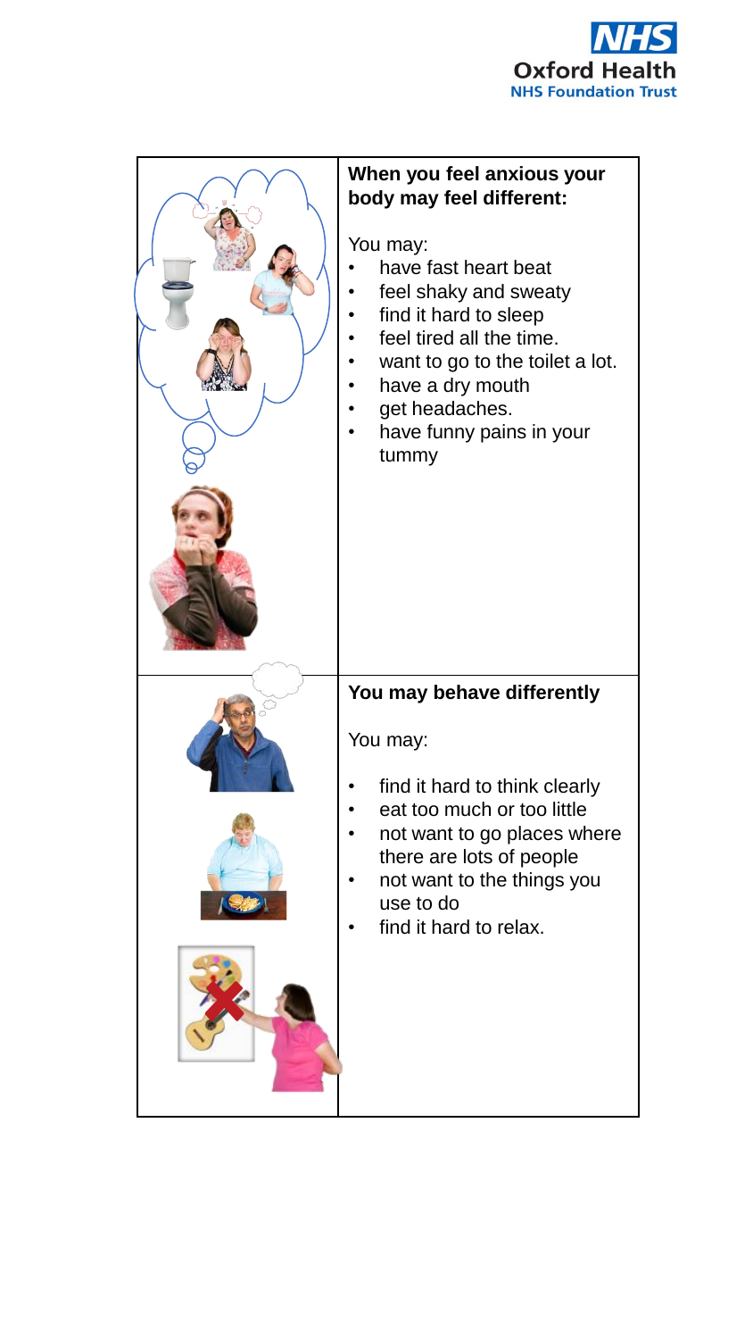**When you feel anxious your body may feel different:**

You may:

- have fast heart beat
- feel shaky and sweaty
- find it hard to sleep
- feel tired all the time.
- want to go to the toilet a lot.
- have a dry mouth
- get headaches.
- have funny pains in your tummy

**You may behave differently**

You may:

- find it hard to think clearly
- eat too much or too little
- not want to go places where there are lots of people
- not want to the things you use to do
- find it hard to relax.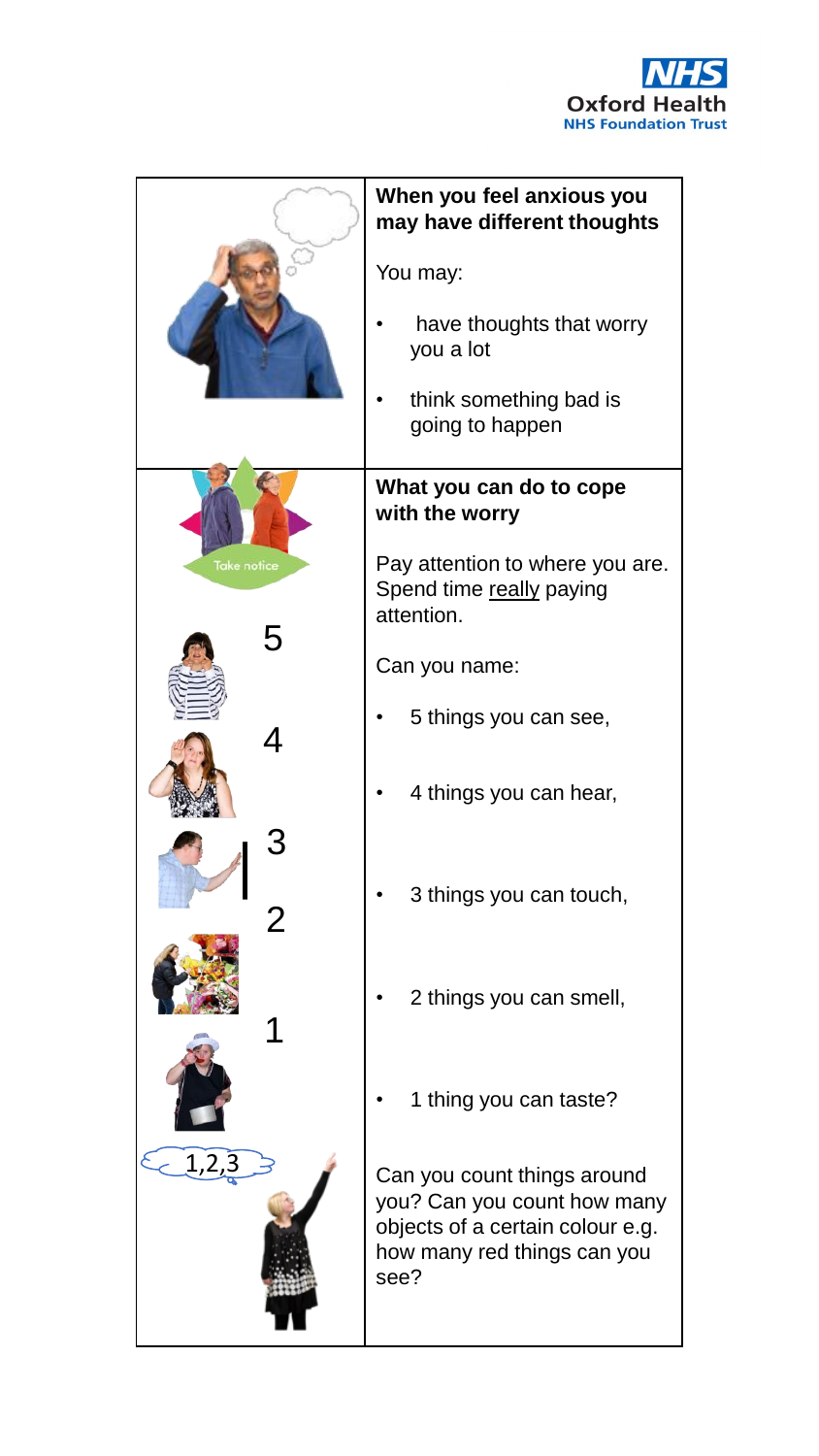**When you feel anxious you may have different thoughts**

You may:

- have thoughts that worry you a lot
- think something bad is going to happen

**What you can do to cope with the worry**

Pay attention to where you are. Spend time really paying attention.

Can you name:

- 5 things you can see,
- 4 things you can hear,
- 3 things you can touch,
- 2 things you can smell,
- 1 thing you can taste?

Can you count things around you? Can you count how many objects of a certain colour e.g. how many red things can you see?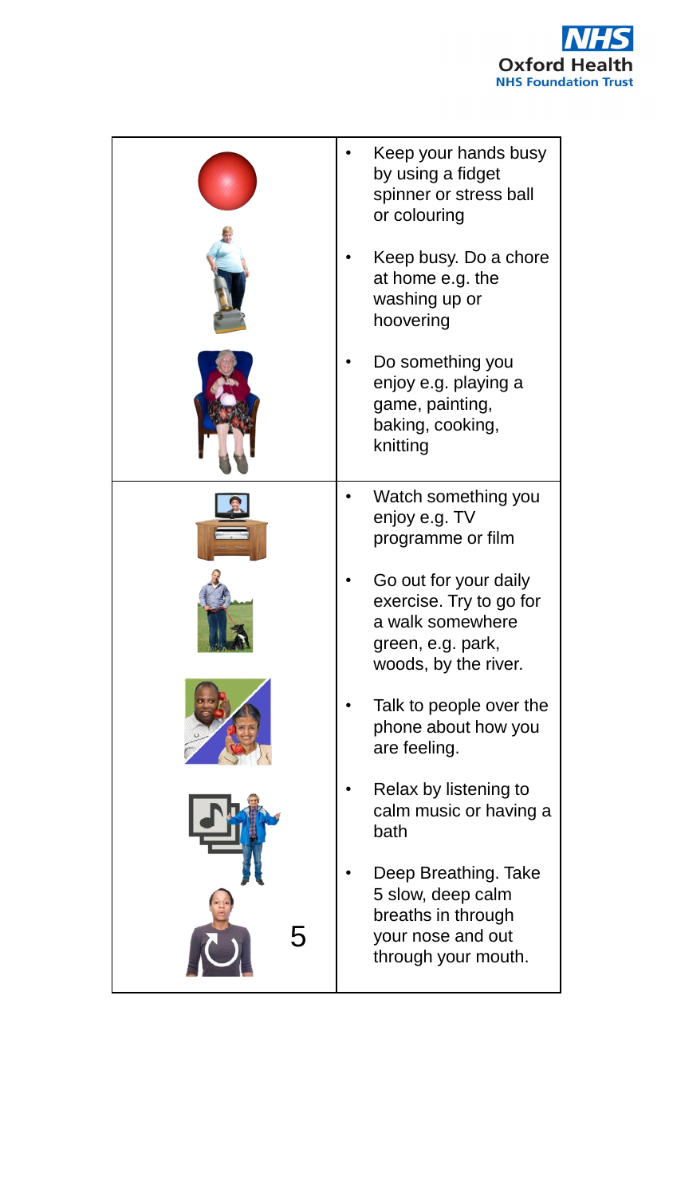- Keep your hands busy by using a fidget spinner or stress ball or colouring
- Keep busy. Do a chore at home e.g. the washing up or hoovering
- Do something you enjoy e.g. playing a game, painting, baking, cooking, knitting
- Watch something you enjoy e.g. TV programme or film
- Go out for your daily exercise. Try to go for a walk somewhere green, e.g. park, woods, by the river.
- Talk to people over the phone about how you are feeling.
- Relax by listening to calm music or having a bath
- Deep Breathing. Take 5 slow, deep calm breaths in through your nose and out through your mouth.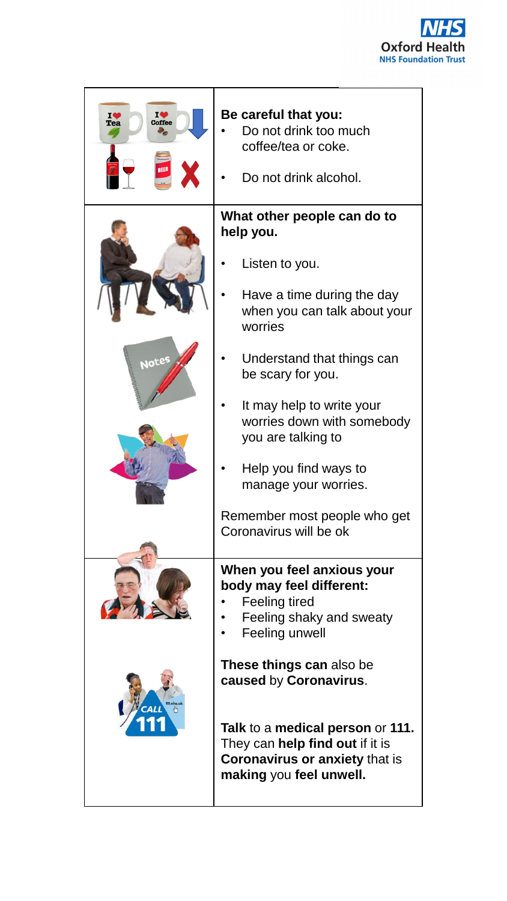**Be careful that you:**

- Do not drink too much coffee/tea or coke.
- Do not drink alcohol.

**What other people can do to help you.**

- Listen to you.
- Have a time during the day when you can talk about your worries
- Understand that things can be scary for you.
- It may help to write your worries down with somebody you are talking to
- Help you find ways to manage your worries.

Remember most people who get Coronavirus will be ok

**When you feel anxious your body may feel different:**

- Feeling tired
- Feeling shaky and sweaty
- Feeling unwell

**These things can** also be **caused** by **Coronavirus**.

**Talk** to a **medical person** or **111.** They can **help find out** if it is **Coronavirus or anxiety** that is **making** you **feel unwell.**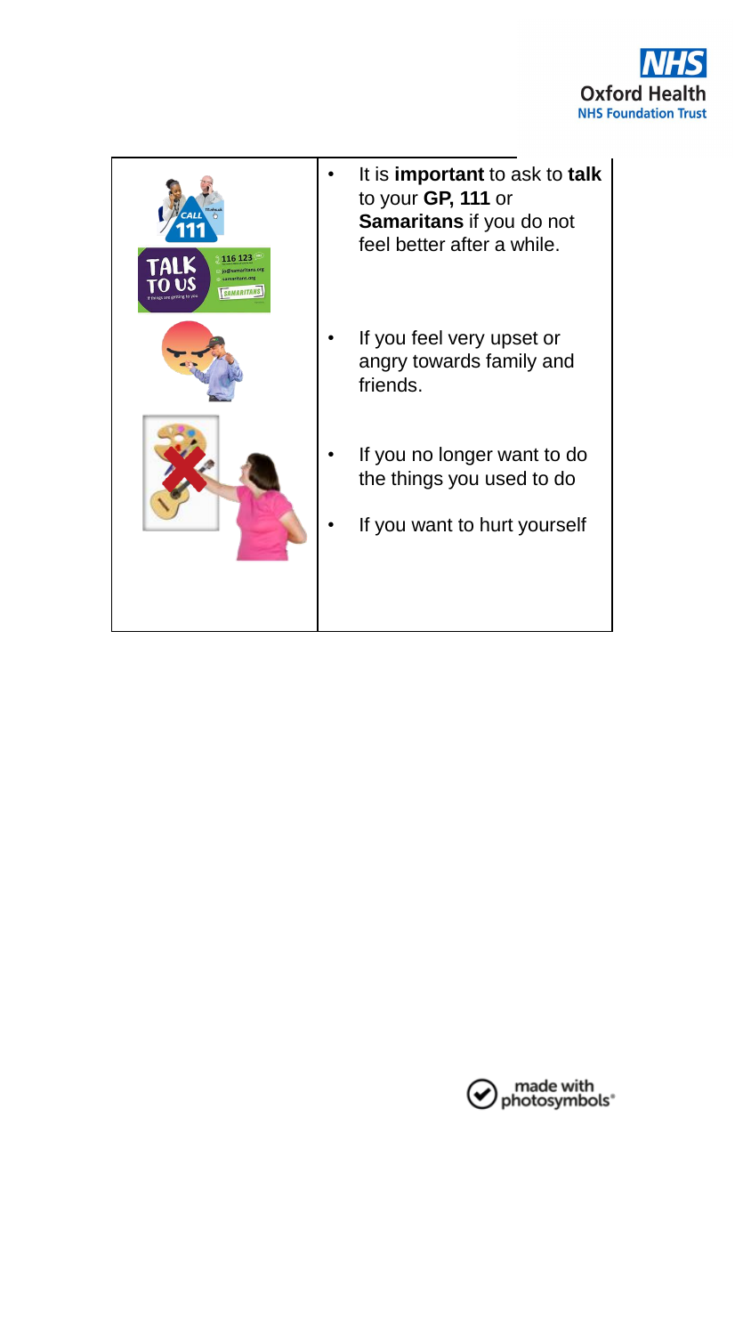- It is **important** to ask to **talk** to your **GP, 111** or **Samaritans** if you do not feel better after a while.

- If you feel very upset or angry towards family and friends.

- If you no longer want to do the things you used to do

- If you want to hurt yourself